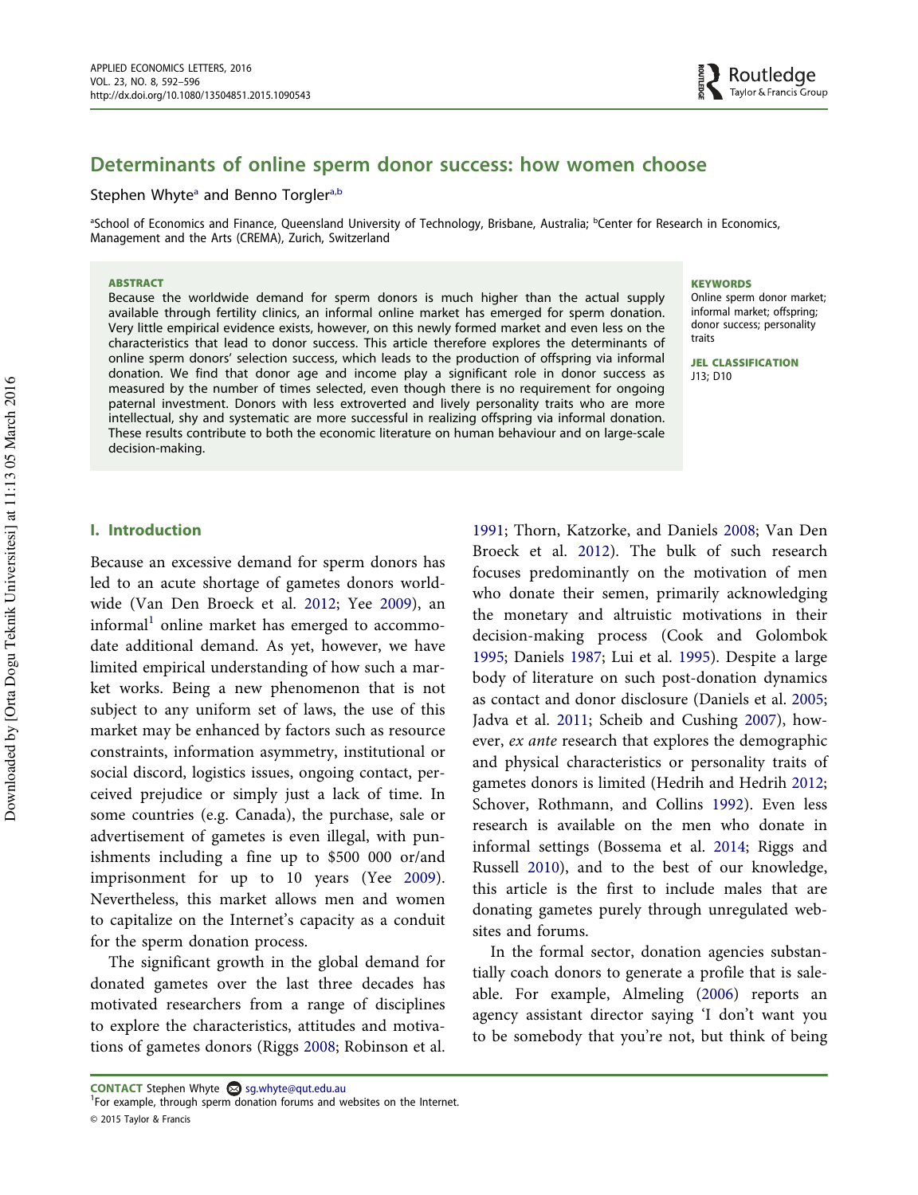# Determinants of online sperm donor success: how women choose

Stephen Whyte[a] and Benno Torgler[a,b]

[a]School of Economics and Finance, Queensland University of Technology, Brisbane, Australia; [b]Center for Research in Economics, Management and the Arts (CREMA), Zurich, Switzerland

**ABSTRACT**

Because the worldwide demand for sperm donors is much higher than the actual supply available through fertility clinics, an informal online market has emerged for sperm donation. Very little empirical evidence exists, however, on this newly formed market and even less on the characteristics that lead to donor success. This article therefore explores the determinants of online sperm donors' selection success, which leads to the production of offspring via informal donation. We find that donor age and income play a significant role in donor success as measured by the number of times selected, even though there is no requirement for ongoing paternal investment. Donors with less extroverted and lively personality traits who are more intellectual, shy and systematic are more successful in realizing offspring via informal donation. These results contribute to both the economic literature on human behaviour and on large-scale decision-making.

**KEYWORDS**

Online sperm donor market; informal market; offspring; donor success; personality traits

**JEL CLASSIFICATION**

J13; D10

## I. Introduction

Because an excessive demand for sperm donors has led to an acute shortage of gametes donors worldwide (Van Den Broeck et al. 2012; Yee 2009), an informal[1] online market has emerged to accommodate additional demand. As yet, however, we have limited empirical understanding of how such a market works. Being a new phenomenon that is not subject to any uniform set of laws, the use of this market may be enhanced by factors such as resource constraints, information asymmetry, institutional or social discord, logistics issues, ongoing contact, perceived prejudice or simply just a lack of time. In some countries (e.g. Canada), the purchase, sale or advertisement of gametes is even illegal, with punishments including a fine up to $500 000 or/and imprisonment for up to 10 years (Yee 2009). Nevertheless, this market allows men and women to capitalize on the Internet's capacity as a conduit for the sperm donation process.

The significant growth in the global demand for donated gametes over the last three decades has motivated researchers from a range of disciplines to explore the characteristics, attitudes and motivations of gametes donors (Riggs 2008; Robinson et al. 1991; Thorn, Katzorke, and Daniels 2008; Van Den Broeck et al. 2012). The bulk of such research focuses predominantly on the motivation of men who donate their semen, primarily acknowledging the monetary and altruistic motivations in their decision-making process (Cook and Golombok 1995; Daniels 1987; Lui et al. 1995). Despite a large body of literature on such post-donation dynamics as contact and donor disclosure (Daniels et al. 2005; Jadva et al. 2011; Scheib and Cushing 2007), however, *ex ante* research that explores the demographic and physical characteristics or personality traits of gametes donors is limited (Hedrih and Hedrih 2012; Schover, Rothmann, and Collins 1992). Even less research is available on the men who donate in informal settings (Bossema et al. 2014; Riggs and Russell 2010), and to the best of our knowledge, this article is the first to include males that are donating gametes purely through unregulated websites and forums.

In the formal sector, donation agencies substantially coach donors to generate a profile that is saleable. For example, Almeling (2006) reports an agency assistant director saying 'I don't want you to be somebody that you're not, but think of being

**CONTACT** Stephen Whyte sg.whyte@qut.edu.au

[1]For example, through sperm donation forums and websites on the Internet.

© 2015 Taylor & Francis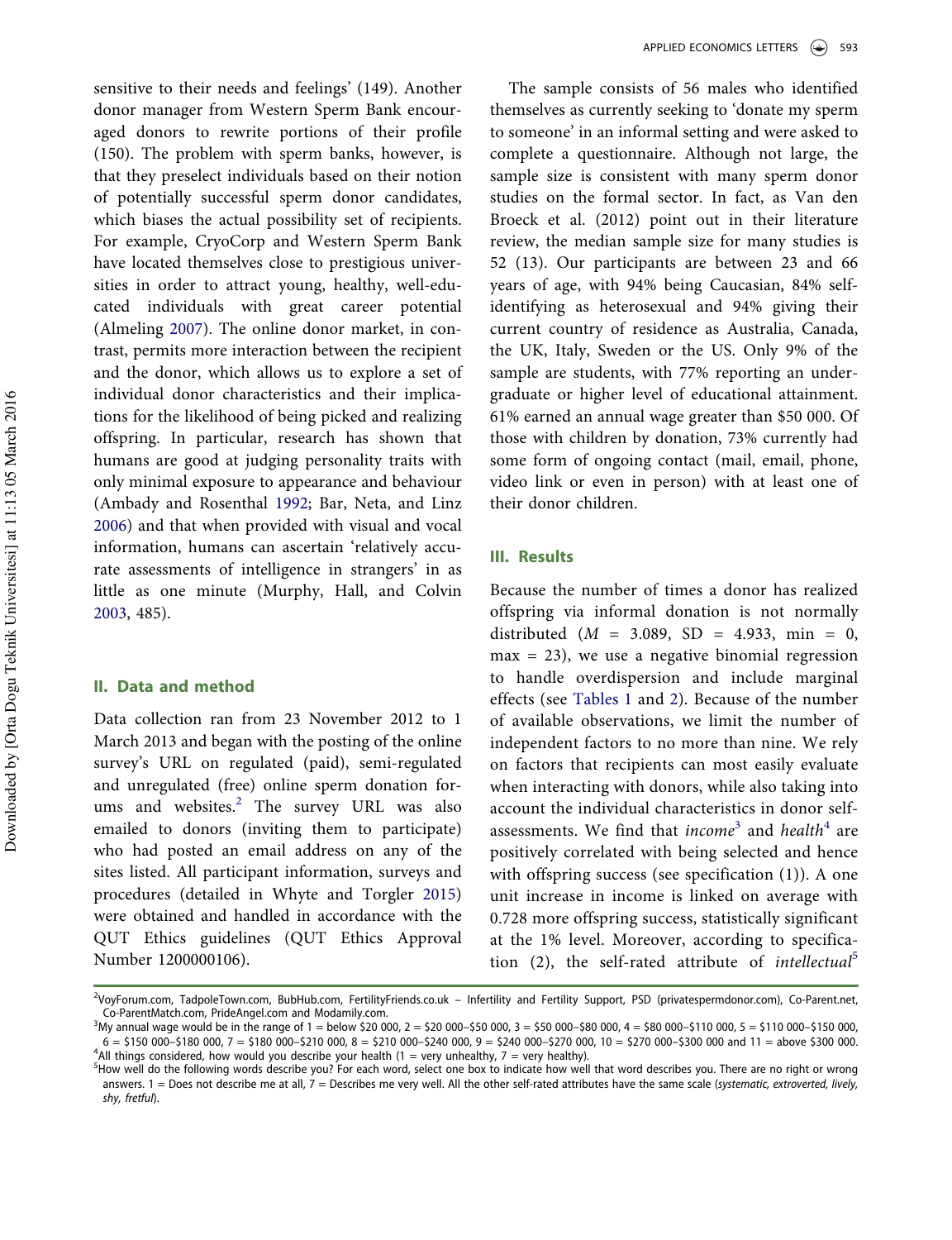sensitive to their needs and feelings' (149). Another donor manager from Western Sperm Bank encouraged donors to rewrite portions of their profile (150). The problem with sperm banks, however, is that they preselect individuals based on their notion of potentially successful sperm donor candidates, which biases the actual possibility set of recipients. For example, CryoCorp and Western Sperm Bank have located themselves close to prestigious universities in order to attract young, healthy, well-educated individuals with great career potential (Almeling 2007). The online donor market, in contrast, permits more interaction between the recipient and the donor, which allows us to explore a set of individual donor characteristics and their implications for the likelihood of being picked and realizing offspring. In particular, research has shown that humans are good at judging personality traits with only minimal exposure to appearance and behaviour (Ambady and Rosenthal 1992; Bar, Neta, and Linz 2006) and that when provided with visual and vocal information, humans can ascertain 'relatively accurate assessments of intelligence in strangers' in as little as one minute (Murphy, Hall, and Colvin 2003, 485).

## II. Data and method

Data collection ran from 23 November 2012 to 1 March 2013 and began with the posting of the online survey's URL on regulated (paid), semi-regulated and unregulated (free) online sperm donation forums and websites.[2] The survey URL was also emailed to donors (inviting them to participate) who had posted an email address on any of the sites listed. All participant information, surveys and procedures (detailed in Whyte and Torgler 2015) were obtained and handled in accordance with the QUT Ethics guidelines (QUT Ethics Approval Number 1200000106).

The sample consists of 56 males who identified themselves as currently seeking to 'donate my sperm to someone' in an informal setting and were asked to complete a questionnaire. Although not large, the sample size is consistent with many sperm donor studies on the formal sector. In fact, as Van den Broeck et al. (2012) point out in their literature review, the median sample size for many studies is 52 (13). Our participants are between 23 and 66 years of age, with 94% being Caucasian, 84% self-identifying as heterosexual and 94% giving their current country of residence as Australia, Canada, the UK, Italy, Sweden or the US. Only 9% of the sample are students, with 77% reporting an undergraduate or higher level of educational attainment. 61% earned an annual wage greater than $50 000. Of those with children by donation, 73% currently had some form of ongoing contact (mail, email, phone, video link or even in person) with at least one of their donor children.

## III. Results

Because the number of times a donor has realized offspring via informal donation is not normally distributed ($M$ = 3.089, SD = 4.933, min = 0, max = 23), we use a negative binomial regression to handle overdispersion and include marginal effects (see Tables 1 and 2). Because of the number of available observations, we limit the number of independent factors to no more than nine. We rely on factors that recipients can most easily evaluate when interacting with donors, while also taking into account the individual characteristics in donor self-assessments. We find that *income*[3] and *health*[4] are positively correlated with being selected and hence with offspring success (see specification (1)). A one unit increase in income is linked on average with 0.728 more offspring success, statistically significant at the 1% level. Moreover, according to specification (2), the self-rated attribute of *intellectual*[5]

---

[2] VoyForum.com, TadpoleTown.com, BubHub.com, FertilityFriends.co.uk – Infertility and Fertility Support, PSD (privatespermdonor.com), Co-Parent.net, Co-ParentMatch.com, PrideAngel.com and Modamily.com.

[3] My annual wage would be in the range of 1 = below $20 000, 2 = $20 000–$50 000, 3 = $50 000–$80 000, 4 = $80 000–$110 000, 5 = $110 000–$150 000, 6 = $150 000–$180 000, 7 = $180 000–$210 000, 8 = $210 000–$240 000, 9 = $240 000–$270 000, 10 = $270 000–$300 000 and 11 = above $300 000.

[4] All things considered, how would you describe your health (1 = very unhealthy, 7 = very healthy).

[5] How well do the following words describe you? For each word, select one box to indicate how well that word describes you. There are no right or wrong answers. 1 = Does not describe me at all, 7 = Describes me very well. All the other self-rated attributes have the same scale (*systematic, extroverted, lively, shy, fretful*).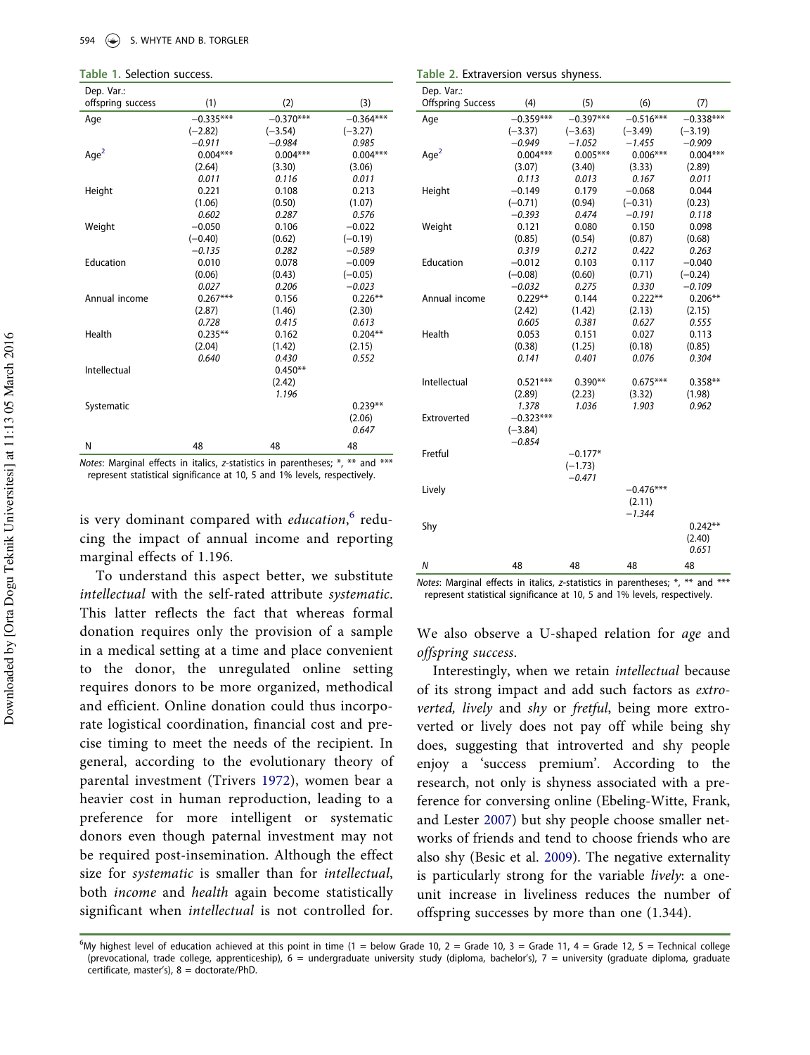**Table 1.** Selection success.

| Dep. Var.: offspring success | (1) | (2) | (3) |
|---|---|---|---|
| Age | −0.335*** | −0.370*** | −0.364*** |
| | (−2.82) | (−3.54) | (−3.27) |
| | *−0.911* | *−0.984* | *0.985* |
| Age$^2$ | 0.004*** | 0.004*** | 0.004*** |
| | (2.64) | (3.30) | (3.06) |
| | *0.011* | *0.116* | *0.011* |
| Height | 0.221 | 0.108 | 0.213 |
| | (1.06) | (0.50) | (1.07) |
| | *0.602* | *0.287* | *0.576* |
| Weight | −0.050 | 0.106 | −0.022 |
| | (−0.40) | (0.62) | (−0.19) |
| | *−0.135* | *0.282* | *−0.589* |
| Education | 0.010 | 0.078 | −0.009 |
| | (0.06) | (0.43) | (−0.05) |
| | *0.027* | *0.206* | *−0.023* |
| Annual income | 0.267*** | 0.156 | 0.226** |
| | (2.87) | (1.46) | (2.30) |
| | *0.728* | *0.415* | *0.613* |
| Health | 0.235** | 0.162 | 0.204** |
| | (2.04) | (1.42) | (2.15) |
| | *0.640* | *0.430* | *0.552* |
| Intellectual | | 0.450** | |
| | | (2.42) | |
| | | *1.196* | |
| Systematic | | | 0.239** |
| | | | (2.06) |
| | | | *0.647* |
| N | 48 | 48 | 48 |

*Notes*: Marginal effects in italics, *z*-statistics in parentheses; *, ** and *** represent statistical significance at 10, 5 and 1% levels, respectively.

is very dominant compared with *education*,[6] reducing the impact of annual income and reporting marginal effects of 1.196.

To understand this aspect better, we substitute *intellectual* with the self-rated attribute *systematic*. This latter reflects the fact that whereas formal donation requires only the provision of a sample in a medical setting at a time and place convenient to the donor, the unregulated online setting requires donors to be more organized, methodical and efficient. Online donation could thus incorporate logistical coordination, financial cost and precise timing to meet the needs of the recipient. In general, according to the evolutionary theory of parental investment (Trivers 1972), women bear a heavier cost in human reproduction, leading to a preference for more intelligent or systematic donors even though paternal investment may not be required post-insemination. Although the effect size for *systematic* is smaller than for *intellectual*, both *income* and *health* again become statistically significant when *intellectual* is not controlled for.

**Table 2.** Extraversion versus shyness.

| Dep. Var.: Offspring Success | (4) | (5) | (6) | (7) |
|---|---|---|---|---|
| Age | −0.359*** | −0.397*** | −0.516*** | −0.338*** |
| | (−3.37) | (−3.63) | (−3.49) | (−3.19) |
| | *−0.949* | *−1.052* | *−1.455* | *−0.909* |
| Age$^2$ | 0.004*** | 0.005*** | 0.006*** | 0.004*** |
| | (3.07) | (3.40) | (3.33) | (2.89) |
| | *0.113* | *0.013* | *0.167* | *0.011* |
| Height | −0.149 | 0.179 | −0.068 | 0.044 |
| | (−0.71) | (0.94) | (−0.31) | (0.23) |
| | *−0.393* | *0.474* | *−0.191* | *0.118* |
| Weight | 0.121 | 0.080 | 0.150 | 0.098 |
| | (0.85) | (0.54) | (0.87) | (0.68) |
| | *0.319* | *0.212* | *0.422* | *0.263* |
| Education | −0.012 | 0.103 | 0.117 | −0.040 |
| | (−0.08) | (0.60) | (0.71) | (−0.24) |
| | *−0.032* | *0.275* | *0.330* | *−0.109* |
| Annual income | 0.229** | 0.144 | 0.222** | 0.206** |
| | (2.42) | (1.42) | (2.13) | (2.15) |
| | *0.605* | *0.381* | *0.627* | *0.555* |
| Health | 0.053 | 0.151 | 0.027 | 0.113 |
| | (0.38) | (1.25) | (0.18) | (0.85) |
| | *0.141* | *0.401* | *0.076* | *0.304* |
| Intellectual | 0.521*** | 0.390** | 0.675*** | 0.358** |
| | (2.89) | (2.23) | (3.32) | (1.98) |
| | *1.378* | *1.036* | *1.903* | *0.962* |
| Extroverted | −0.323*** | | | |
| | (−3.84) | | | |
| | *−0.854* | | | |
| Fretful | | −0.177* | | |
| | | (−1.73) | | |
| | | *−0.471* | | |
| Lively | | | −0.476*** | |
| | | | (2.11) | |
| | | | *−1.344* | |
| Shy | | | | 0.242** |
| | | | | (2.40) |
| | | | | *0.651* |
| *N* | 48 | 48 | 48 | 48 |

*Notes*: Marginal effects in italics, *z*-statistics in parentheses; *, ** and *** represent statistical significance at 10, 5 and 1% levels, respectively.

We also observe a U-shaped relation for *age* and *offspring success*.

Interestingly, when we retain *intellectual* because of its strong impact and add such factors as *extroverted, lively* and *shy* or *fretful*, being more extroverted or lively does not pay off while being shy does, suggesting that introverted and shy people enjoy a 'success premium'. According to the research, not only is shyness associated with a preference for conversing online (Ebeling-Witte, Frank, and Lester 2007) but shy people choose smaller networks of friends and tend to choose friends who are also shy (Besic et al. 2009). The negative externality is particularly strong for the variable *lively*: a one-unit increase in liveliness reduces the number of offspring successes by more than one (1.344).

[6] My highest level of education achieved at this point in time (1 = below Grade 10, 2 = Grade 10, 3 = Grade 11, 4 = Grade 12, 5 = Technical college (prevocational, trade college, apprenticeship), 6 = undergraduate university study (diploma, bachelor's), 7 = university (graduate diploma, graduate certificate, master's), 8 = doctorate/PhD.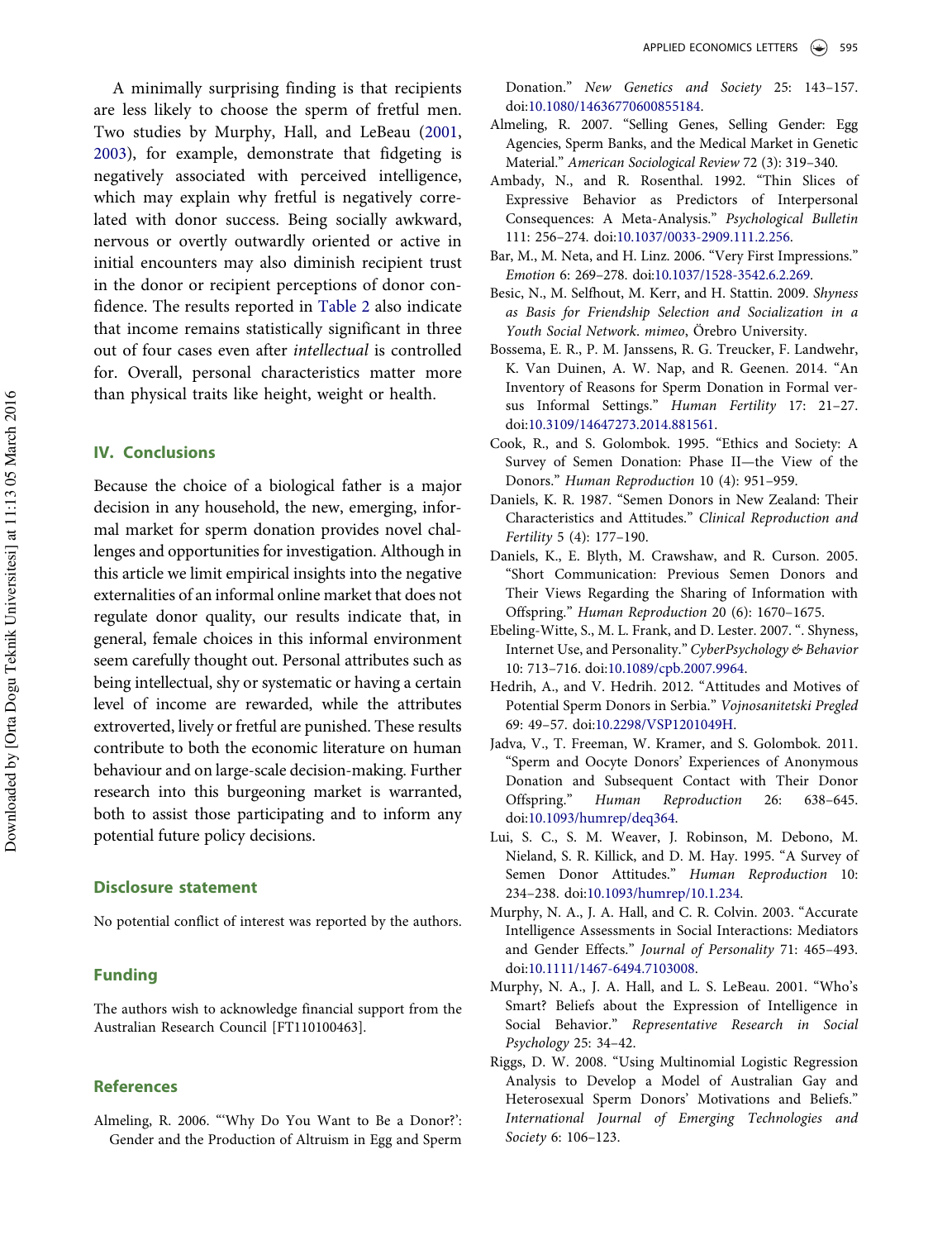A minimally surprising finding is that recipients are less likely to choose the sperm of fretful men. Two studies by Murphy, Hall, and LeBeau (2001, 2003), for example, demonstrate that fidgeting is negatively associated with perceived intelligence, which may explain why fretful is negatively correlated with donor success. Being socially awkward, nervous or overtly outwardly oriented or active in initial encounters may also diminish recipient trust in the donor or recipient perceptions of donor confidence. The results reported in Table 2 also indicate that income remains statistically significant in three out of four cases even after *intellectual* is controlled for. Overall, personal characteristics matter more than physical traits like height, weight or health.

## IV. Conclusions

Because the choice of a biological father is a major decision in any household, the new, emerging, informal market for sperm donation provides novel challenges and opportunities for investigation. Although in this article we limit empirical insights into the negative externalities of an informal online market that does not regulate donor quality, our results indicate that, in general, female choices in this informal environment seem carefully thought out. Personal attributes such as being intellectual, shy or systematic or having a certain level of income are rewarded, while the attributes extroverted, lively or fretful are punished. These results contribute to both the economic literature on human behaviour and on large-scale decision-making. Further research into this burgeoning market is warranted, both to assist those participating and to inform any potential future policy decisions.

## Disclosure statement

No potential conflict of interest was reported by the authors.

## Funding

The authors wish to acknowledge financial support from the Australian Research Council [FT110100463].

## References

Almeling, R. 2006. "'Why Do You Want to Be a Donor?': Gender and the Production of Altruism in Egg and Sperm Donation." *New Genetics and Society* 25: 143–157. doi:10.1080/14636770600855184.

Almeling, R. 2007. "Selling Genes, Selling Gender: Egg Agencies, Sperm Banks, and the Medical Market in Genetic Material." *American Sociological Review* 72 (3): 319–340.

Ambady, N., and R. Rosenthal. 1992. "Thin Slices of Expressive Behavior as Predictors of Interpersonal Consequences: A Meta-Analysis." *Psychological Bulletin* 111: 256–274. doi:10.1037/0033-2909.111.2.256.

Bar, M., M. Neta, and H. Linz. 2006. "Very First Impressions." *Emotion* 6: 269–278. doi:10.1037/1528-3542.6.2.269.

Besic, N., M. Selfhout, M. Kerr, and H. Stattin. 2009. *Shyness as Basis for Friendship Selection and Socialization in a Youth Social Network. mimeo*, Örebro University.

Bossema, E. R., P. M. Janssens, R. G. Treucker, F. Landwehr, K. Van Duinen, A. W. Nap, and R. Geenen. 2014. "An Inventory of Reasons for Sperm Donation in Formal versus Informal Settings." *Human Fertility* 17: 21–27. doi:10.3109/14647273.2014.881561.

Cook, R., and S. Golombok. 1995. "Ethics and Society: A Survey of Semen Donation: Phase II—the View of the Donors." *Human Reproduction* 10 (4): 951–959.

Daniels, K. R. 1987. "Semen Donors in New Zealand: Their Characteristics and Attitudes." *Clinical Reproduction and Fertility* 5 (4): 177–190.

Daniels, K., E. Blyth, M. Crawshaw, and R. Curson. 2005. "Short Communication: Previous Semen Donors and Their Views Regarding the Sharing of Information with Offspring." *Human Reproduction* 20 (6): 1670–1675.

Ebeling-Witte, S., M. L. Frank, and D. Lester. 2007. ". Shyness, Internet Use, and Personality." *CyberPsychology & Behavior* 10: 713–716. doi:10.1089/cpb.2007.9964.

Hedrih, A., and V. Hedrih. 2012. "Attitudes and Motives of Potential Sperm Donors in Serbia." *Vojnosanitetski Pregled* 69: 49–57. doi:10.2298/VSP1201049H.

Jadva, V., T. Freeman, W. Kramer, and S. Golombok. 2011. "Sperm and Oocyte Donors' Experiences of Anonymous Donation and Subsequent Contact with Their Donor Offspring." *Human Reproduction* 26: 638–645. doi:10.1093/humrep/deq364.

Lui, S. C., S. M. Weaver, J. Robinson, M. Debono, M. Nieland, S. R. Killick, and D. M. Hay. 1995. "A Survey of Semen Donor Attitudes." *Human Reproduction* 10: 234–238. doi:10.1093/humrep/10.1.234.

Murphy, N. A., J. A. Hall, and C. R. Colvin. 2003. "Accurate Intelligence Assessments in Social Interactions: Mediators and Gender Effects." *Journal of Personality* 71: 465–493. doi:10.1111/1467-6494.7103008.

Murphy, N. A., J. A. Hall, and L. S. LeBeau. 2001. "Who's Smart? Beliefs about the Expression of Intelligence in Social Behavior." *Representative Research in Social Psychology* 25: 34–42.

Riggs, D. W. 2008. "Using Multinomial Logistic Regression Analysis to Develop a Model of Australian Gay and Heterosexual Sperm Donors' Motivations and Beliefs." *International Journal of Emerging Technologies and Society* 6: 106–123.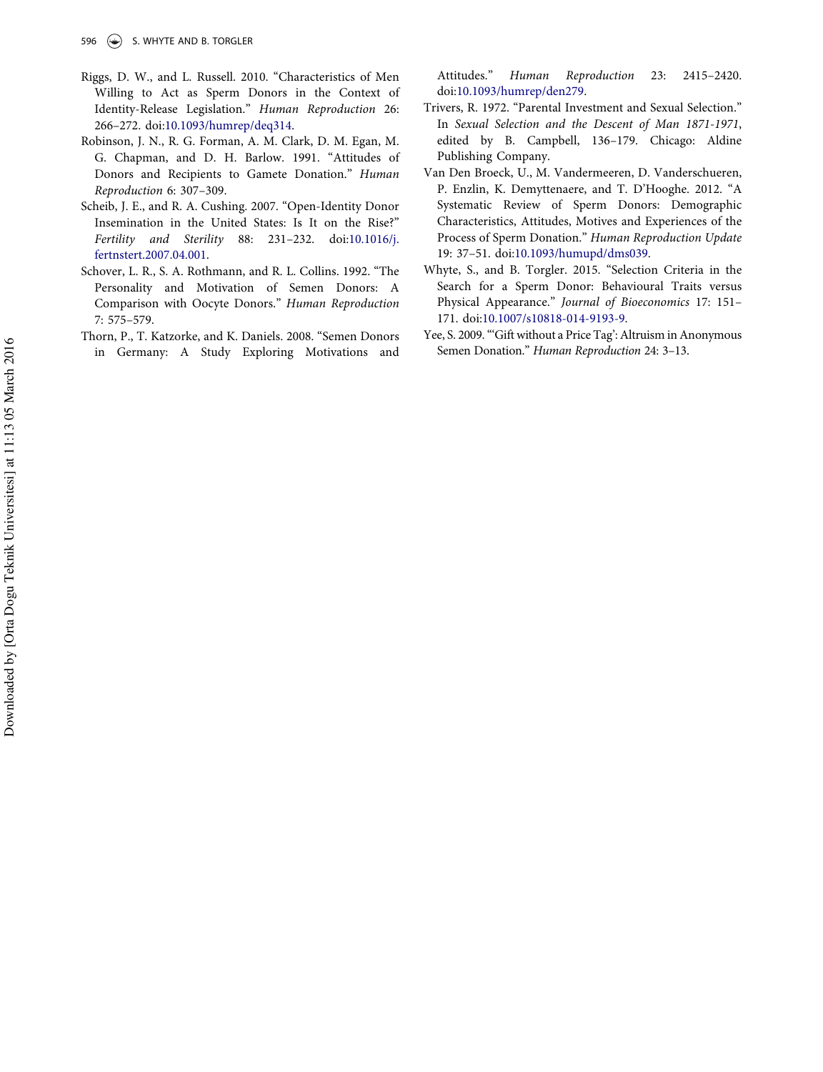Riggs, D. W., and L. Russell. 2010. "Characteristics of Men Willing to Act as Sperm Donors in the Context of Identity-Release Legislation." *Human Reproduction* 26: 266–272. doi:10.1093/humrep/deq314.

Robinson, J. N., R. G. Forman, A. M. Clark, D. M. Egan, M. G. Chapman, and D. H. Barlow. 1991. "Attitudes of Donors and Recipients to Gamete Donation." *Human Reproduction* 6: 307–309.

Scheib, J. E., and R. A. Cushing. 2007. "Open-Identity Donor Insemination in the United States: Is It on the Rise?" *Fertility and Sterility* 88: 231–232. doi:10.1016/j.fertnstert.2007.04.001.

Schover, L. R., S. A. Rothmann, and R. L. Collins. 1992. "The Personality and Motivation of Semen Donors: A Comparison with Oocyte Donors." *Human Reproduction* 7: 575–579.

Thorn, P., T. Katzorke, and K. Daniels. 2008. "Semen Donors in Germany: A Study Exploring Motivations and Attitudes." *Human Reproduction* 23: 2415–2420. doi:10.1093/humrep/den279.

Trivers, R. 1972. "Parental Investment and Sexual Selection." In *Sexual Selection and the Descent of Man 1871-1971*, edited by B. Campbell, 136–179. Chicago: Aldine Publishing Company.

Van Den Broeck, U., M. Vandermeeren, D. Vanderschueren, P. Enzlin, K. Demyttenaere, and T. D'Hooghe. 2012. "A Systematic Review of Sperm Donors: Demographic Characteristics, Attitudes, Motives and Experiences of the Process of Sperm Donation." *Human Reproduction Update* 19: 37–51. doi:10.1093/humupd/dms039.

Whyte, S., and B. Torgler. 2015. "Selection Criteria in the Search for a Sperm Donor: Behavioural Traits versus Physical Appearance." *Journal of Bioeconomics* 17: 151–171. doi:10.1007/s10818-014-9193-9.

Yee, S. 2009. "'Gift without a Price Tag': Altruism in Anonymous Semen Donation." *Human Reproduction* 24: 3–13.